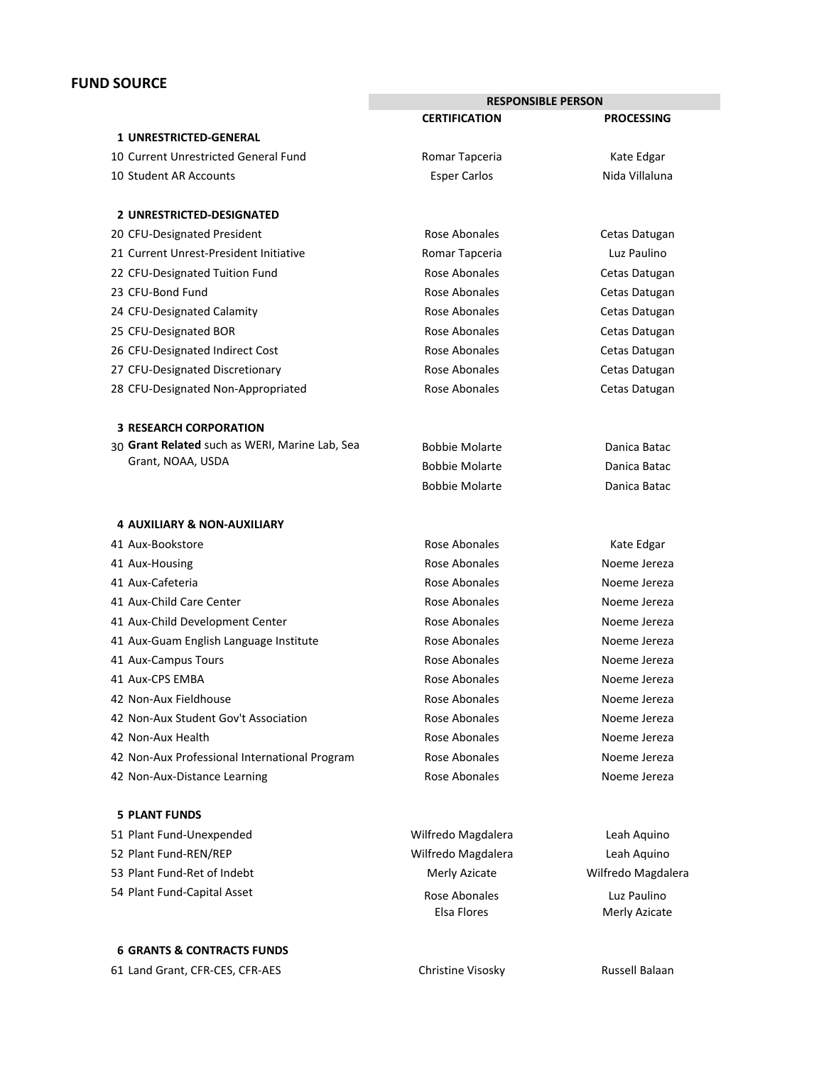# FUND SOURCE

| | RESPONSIBLE PERSON | |
|---|---|---|
| | CERTIFICATION | PROCESSING |
| **1 UNRESTRICTED-GENERAL** | | |
| 10 Current Unrestricted General Fund | Romar Tapceria | Kate Edgar |
| 10 Student AR Accounts | Esper Carlos | Nida Villaluna |
| **2 UNRESTRICTED-DESIGNATED** | | |
| 20 CFU-Designated President | Rose Abonales | Cetas Datugan |
| 21 Current Unrest-President Initiative | Romar Tapceria | Luz Paulino |
| 22 CFU-Designated Tuition Fund | Rose Abonales | Cetas Datugan |
| 23 CFU-Bond Fund | Rose Abonales | Cetas Datugan |
| 24 CFU-Designated Calamity | Rose Abonales | Cetas Datugan |
| 25 CFU-Designated BOR | Rose Abonales | Cetas Datugan |
| 26 CFU-Designated Indirect Cost | Rose Abonales | Cetas Datugan |
| 27 CFU-Designated Discretionary | Rose Abonales | Cetas Datugan |
| 28 CFU-Designated Non-Appropriated | Rose Abonales | Cetas Datugan |
| **3 RESEARCH CORPORATION** | | |
| 30 **Grant Related** such as WERI, Marine Lab, Sea Grant, NOAA, USDA | Bobbie Molarte | Danica Batac |
| | Bobbie Molarte | Danica Batac |
| | Bobbie Molarte | Danica Batac |
| **4 AUXILIARY & NON-AUXILIARY** | | |
| 41 Aux-Bookstore | Rose Abonales | Kate Edgar |
| 41 Aux-Housing | Rose Abonales | Noeme Jereza |
| 41 Aux-Cafeteria | Rose Abonales | Noeme Jereza |
| 41 Aux-Child Care Center | Rose Abonales | Noeme Jereza |
| 41 Aux-Child Development Center | Rose Abonales | Noeme Jereza |
| 41 Aux-Guam English Language Institute | Rose Abonales | Noeme Jereza |
| 41 Aux-Campus Tours | Rose Abonales | Noeme Jereza |
| 41 Aux-CPS EMBA | Rose Abonales | Noeme Jereza |
| 42 Non-Aux Fieldhouse | Rose Abonales | Noeme Jereza |
| 42 Non-Aux Student Gov't Association | Rose Abonales | Noeme Jereza |
| 42 Non-Aux Health | Rose Abonales | Noeme Jereza |
| 42 Non-Aux Professional International Program | Rose Abonales | Noeme Jereza |
| 42 Non-Aux-Distance Learning | Rose Abonales | Noeme Jereza |
| **5 PLANT FUNDS** | | |
| 51 Plant Fund-Unexpended | Wilfredo Magdalera | Leah Aquino |
| 52 Plant Fund-REN/REP | Wilfredo Magdalera | Leah Aquino |
| 53 Plant Fund-Ret of Indebt | Merly Azicate | Wilfredo Magdalera |
| 54 Plant Fund-Capital Asset | Rose Abonales | Luz Paulino |
| | Elsa Flores | Merly Azicate |
| **6 GRANTS & CONTRACTS FUNDS** | | |
| 61 Land Grant, CFR-CES, CFR-AES | Christine Visosky | Russell Balaan |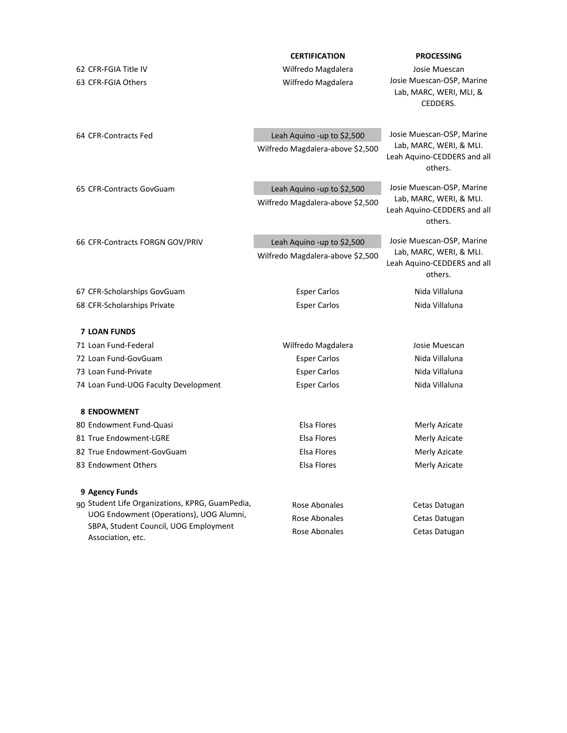| | CERTIFICATION | PROCESSING |
|---|---|---|
| 62 CFR-FGIA Title IV | Wilfredo Magdalera | Josie Muescan |
| 63 CFR-FGIA Others | Wilfredo Magdalera | Josie Muescan-OSP, Marine Lab, MARC, WERI, MLI, & CEDDERS. |
| 64 CFR-Contracts Fed | Leah Aquino -up to $2,500<br>Wilfredo Magdalera-above $2,500 | Josie Muescan-OSP, Marine Lab, MARC, WERI, & MLI. Leah Aquino-CEDDERS and all others. |
| 65 CFR-Contracts GovGuam | Leah Aquino -up to $2,500<br>Wilfredo Magdalera-above $2,500 | Josie Muescan-OSP, Marine Lab, MARC, WERI, & MLI. Leah Aquino-CEDDERS and all others. |
| 66 CFR-Contracts FORGN GOV/PRIV | Leah Aquino -up to $2,500<br>Wilfredo Magdalera-above $2,500 | Josie Muescan-OSP, Marine Lab, MARC, WERI, & MLI. Leah Aquino-CEDDERS and all others. |
| 67 CFR-Scholarships GovGuam | Esper Carlos | Nida Villaluna |
| 68 CFR-Scholarships Private | Esper Carlos | Nida Villaluna |
| **7 LOAN FUNDS** | | |
| 71 Loan Fund-Federal | Wilfredo Magdalera | Josie Muescan |
| 72 Loan Fund-GovGuam | Esper Carlos | Nida Villaluna |
| 73 Loan Fund-Private | Esper Carlos | Nida Villaluna |
| 74 Loan Fund-UOG Faculty Development | Esper Carlos | Nida Villaluna |
| **8 ENDOWMENT** | | |
| 80 Endowment Fund-Quasi | Elsa Flores | Merly Azicate |
| 81 True Endowment-LGRE | Elsa Flores | Merly Azicate |
| 82 True Endowment-GovGuam | Elsa Flores | Merly Azicate |
| 83 Endowment Others | Elsa Flores | Merly Azicate |
| **9 Agency Funds** | | |
| 90 Student Life Organizations, KPRG, GuamPedia, UOG Endowment (Operations), UOG Alumni, SBPA, Student Council, UOG Employment Association, etc. | Rose Abonales<br>Rose Abonales<br>Rose Abonales | Cetas Datugan<br>Cetas Datugan<br>Cetas Datugan |